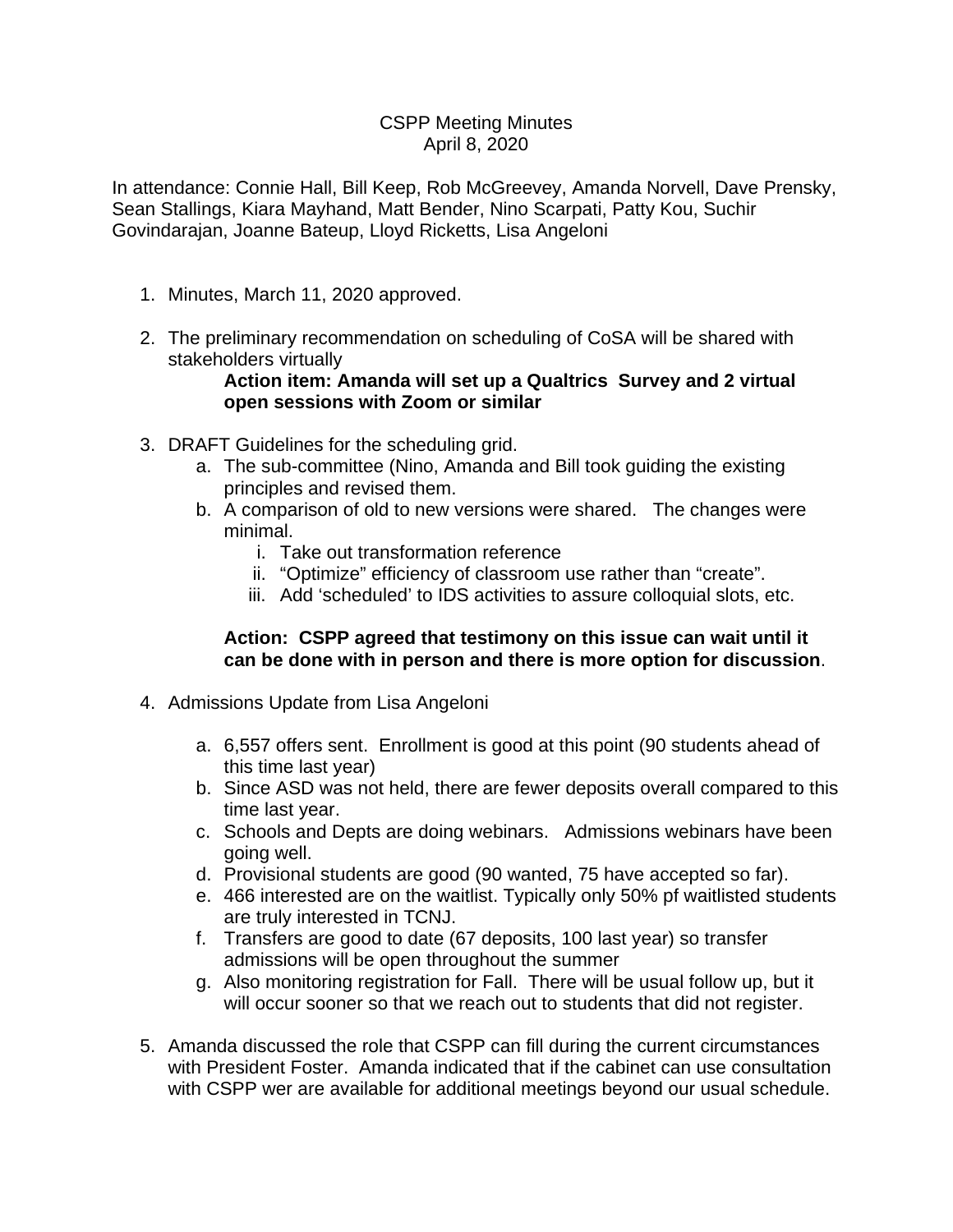# CSPP Meeting Minutes
April 8, 2020

In attendance: Connie Hall, Bill Keep, Rob McGreevey, Amanda Norvell, Dave Prensky, Sean Stallings, Kiara Mayhand, Matt Bender, Nino Scarpati, Patty Kou, Suchir Govindarajan, Joanne Bateup, Lloyd Ricketts, Lisa Angeloni

1. Minutes, March 11, 2020 approved.

2. The preliminary recommendation on scheduling of CoSA will be shared with stakeholders virtually

   **Action item: Amanda will set up a Qualtrics Survey and 2 virtual open sessions with Zoom or similar**

3. DRAFT Guidelines for the scheduling grid.
   a. The sub-committee (Nino, Amanda and Bill took guiding the existing principles and revised them.
   b. A comparison of old to new versions were shared. The changes were minimal.
      i. Take out transformation reference
      ii. "Optimize" efficiency of classroom use rather than "create".
      iii. Add 'scheduled' to IDS activities to assure colloquial slots, etc.

   **Action: CSPP agreed that testimony on this issue can wait until it can be done with in person and there is more option for discussion**.

4. Admissions Update from Lisa Angeloni

   a. 6,557 offers sent. Enrollment is good at this point (90 students ahead of this time last year)
   b. Since ASD was not held, there are fewer deposits overall compared to this time last year.
   c. Schools and Depts are doing webinars. Admissions webinars have been going well.
   d. Provisional students are good (90 wanted, 75 have accepted so far).
   e. 466 interested are on the waitlist. Typically only 50% pf waitlisted students are truly interested in TCNJ.
   f. Transfers are good to date (67 deposits, 100 last year) so transfer admissions will be open throughout the summer
   g. Also monitoring registration for Fall. There will be usual follow up, but it will occur sooner so that we reach out to students that did not register.

5. Amanda discussed the role that CSPP can fill during the current circumstances with President Foster. Amanda indicated that if the cabinet can use consultation with CSPP wer are available for additional meetings beyond our usual schedule.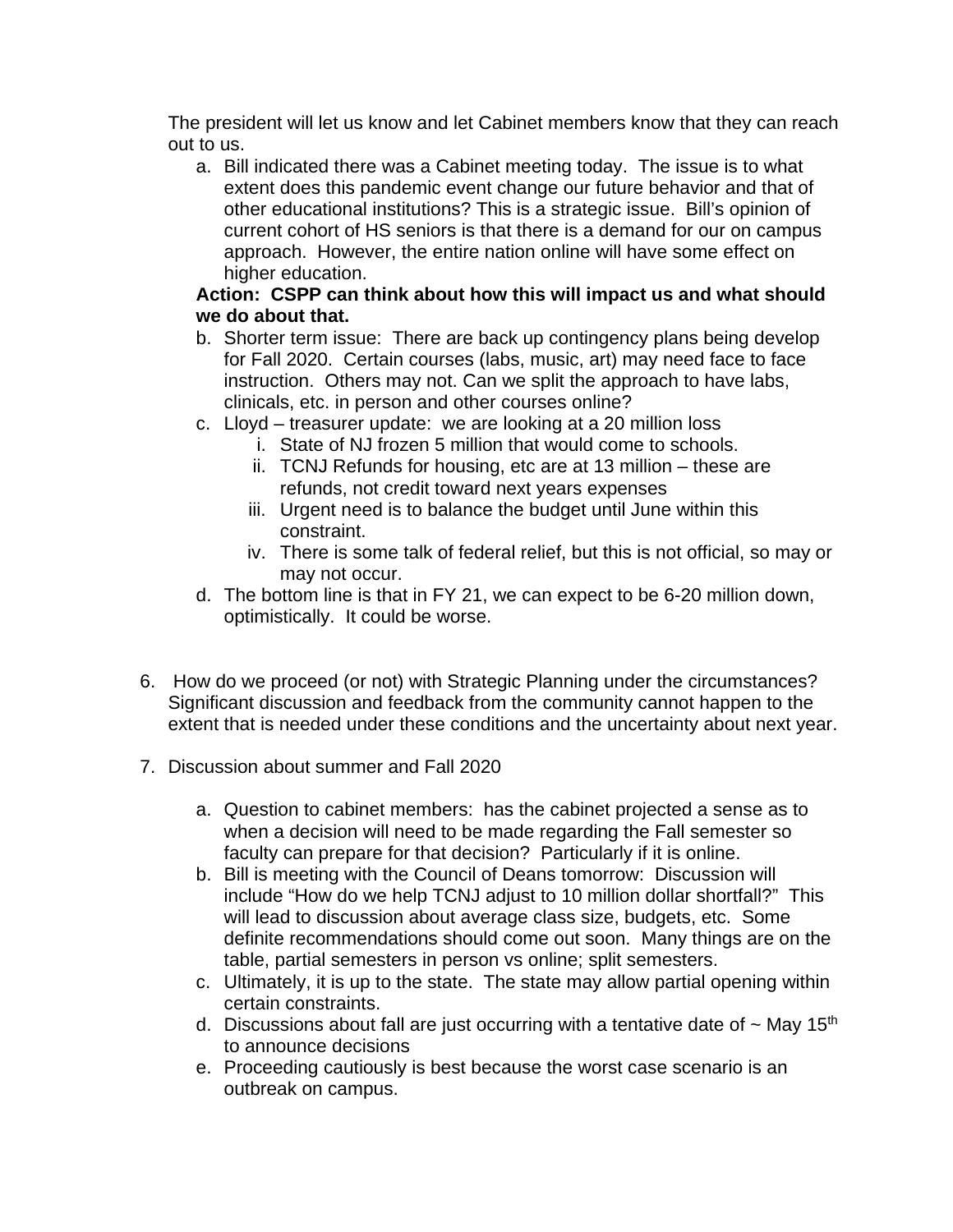The president will let us know and let Cabinet members know that they can reach out to us.

a. Bill indicated there was a Cabinet meeting today. The issue is to what extent does this pandemic event change our future behavior and that of other educational institutions? This is a strategic issue. Bill's opinion of current cohort of HS seniors is that there is a demand for our on campus approach. However, the entire nation online will have some effect on higher education.

**Action: CSPP can think about how this will impact us and what should we do about that.**

b. Shorter term issue: There are back up contingency plans being develop for Fall 2020. Certain courses (labs, music, art) may need face to face instruction. Others may not. Can we split the approach to have labs, clinicals, etc. in person and other courses online?
c. Lloyd – treasurer update: we are looking at a 20 million loss
   i. State of NJ frozen 5 million that would come to schools.
   ii. TCNJ Refunds for housing, etc are at 13 million – these are refunds, not credit toward next years expenses
   iii. Urgent need is to balance the budget until June within this constraint.
   iv. There is some talk of federal relief, but this is not official, so may or may not occur.
d. The bottom line is that in FY 21, we can expect to be 6-20 million down, optimistically. It could be worse.

6. How do we proceed (or not) with Strategic Planning under the circumstances? Significant discussion and feedback from the community cannot happen to the extent that is needed under these conditions and the uncertainty about next year.

7. Discussion about summer and Fall 2020

   a. Question to cabinet members: has the cabinet projected a sense as to when a decision will need to be made regarding the Fall semester so faculty can prepare for that decision? Particularly if it is online.
   b. Bill is meeting with the Council of Deans tomorrow: Discussion will include "How do we help TCNJ adjust to 10 million dollar shortfall?" This will lead to discussion about average class size, budgets, etc. Some definite recommendations should come out soon. Many things are on the table, partial semesters in person vs online; split semesters.
   c. Ultimately, it is up to the state. The state may allow partial opening within certain constraints.
   d. Discussions about fall are just occurring with a tentative date of ~ May 15th to announce decisions
   e. Proceeding cautiously is best because the worst case scenario is an outbreak on campus.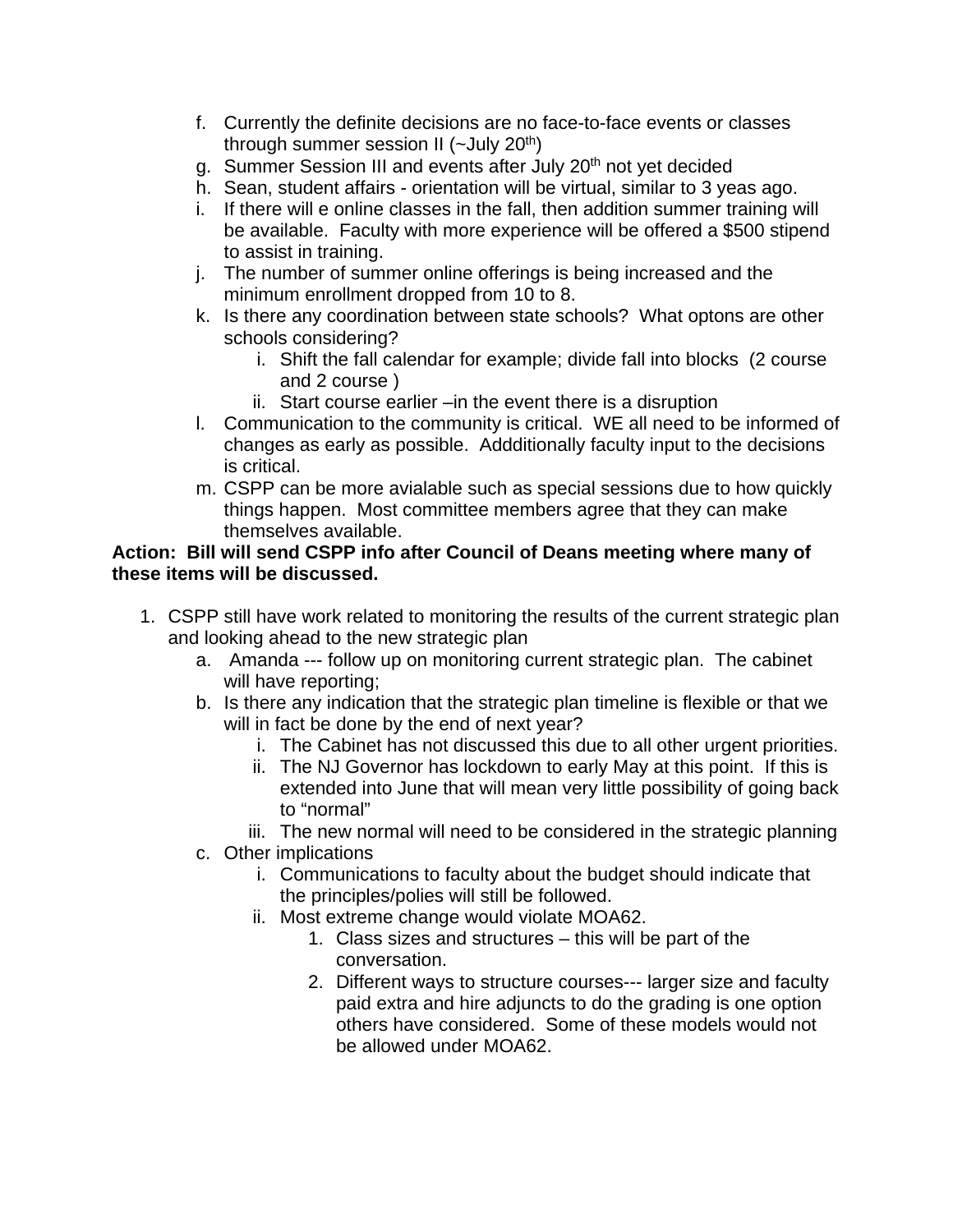f. Currently the definite decisions are no face-to-face events or classes through summer session II (~July 20th)
g. Summer Session III and events after July 20th not yet decided
h. Sean, student affairs - orientation will be virtual, similar to 3 yeas ago.
i. If there will e online classes in the fall, then addition summer training will be available.  Faculty with more experience will be offered a $500 stipend to assist in training.
j. The number of summer online offerings is being increased and the minimum enrollment dropped from 10 to 8.
k. Is there any coordination between state schools?  What optons are other schools considering?
    i. Shift the fall calendar for example; divide fall into blocks  (2 course and 2 course )
    ii. Start course earlier –in the event there is a disruption
l. Communication to the community is critical.  WE all need to be informed of changes as early as possible.  Addditionally faculty input to the decisions is critical.
m. CSPP can be more avialable such as special sessions due to how quickly things happen.  Most committee members agree that they can make themselves available.

**Action:  Bill will send CSPP info after Council of Deans meeting where many of these items will be discussed.**

1. CSPP still have work related to monitoring the results of the current strategic plan and looking ahead to the new strategic plan
    a. Amanda --- follow up on monitoring current strategic plan.  The cabinet will have reporting;
    b. Is there any indication that the strategic plan timeline is flexible or that we will in fact be done by the end of next year?
        i. The Cabinet has not discussed this due to all other urgent priorities.
        ii. The NJ Governor has lockdown to early May at this point.  If this is extended into June that will mean very little possibility of going back to "normal"
        iii. The new normal will need to be considered in the strategic planning
    c. Other implications
        i. Communications to faculty about the budget should indicate that the principles/polies will still be followed.
        ii. Most extreme change would violate MOA62.
            1. Class sizes and structures – this will be part of the conversation.
            2. Different ways to structure courses--- larger size and faculty paid extra and hire adjuncts to do the grading is one option others have considered.  Some of these models would not be allowed under MOA62.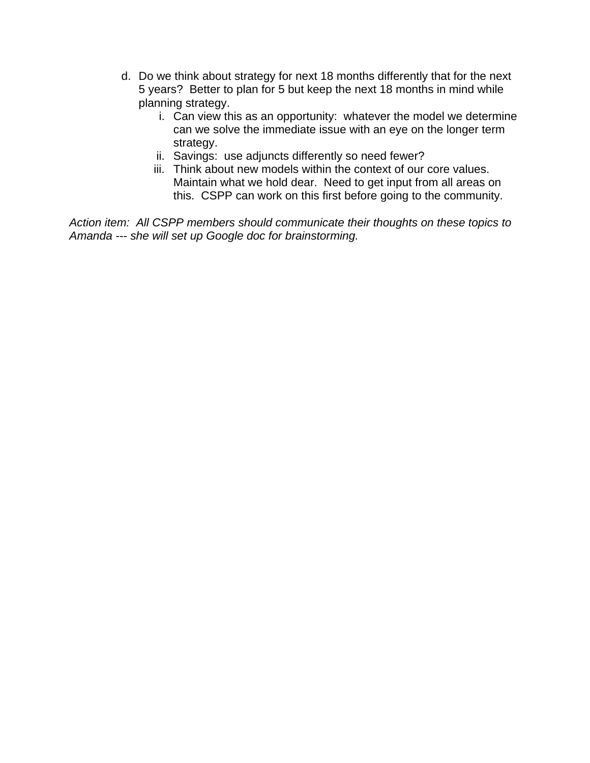d. Do we think about strategy for next 18 months differently that for the next 5 years? Better to plan for 5 but keep the next 18 months in mind while planning strategy.
   i. Can view this as an opportunity: whatever the model we determine can we solve the immediate issue with an eye on the longer term strategy.
   ii. Savings: use adjuncts differently so need fewer?
   iii. Think about new models within the context of our core values. Maintain what we hold dear. Need to get input from all areas on this. CSPP can work on this first before going to the community.

*Action item: All CSPP members should communicate their thoughts on these topics to Amanda --- she will set up Google doc for brainstorming.*